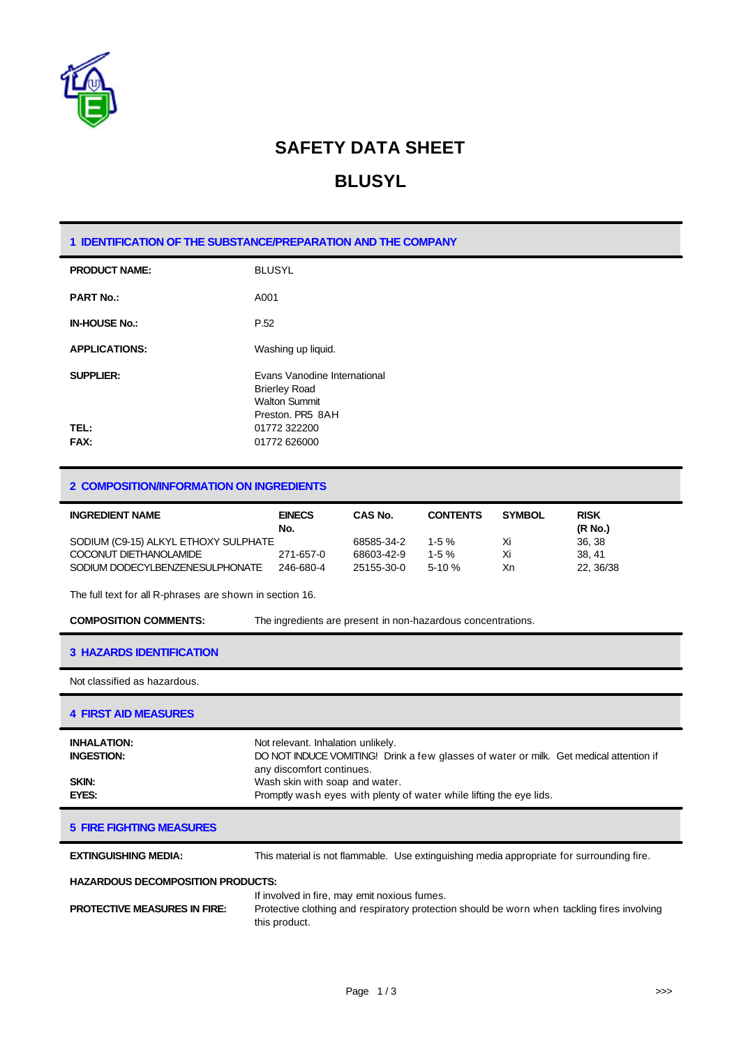# SAFETY DATA SHEET

# BLUSYL

## 1 IDENTIFICATION OF THE SUBSTANCE/PREPARATION AND THE COMPANY

**PRODUCT NAME:** BLUSYL

**PART No.:** A001

**IN-HOUSE No.:** P.52

**APPLICATIONS:** Washing up liquid.

**SUPPLIER:** Evans Vanodine International
Brierley Road
Walton Summit
Preston. PR5 8AH

**TEL:** 01772 322200
**FAX:** 01772 626000

## 2 COMPOSITION/INFORMATION ON INGREDIENTS

| INGREDIENT NAME | EINECS No. | CAS No. | CONTENTS | SYMBOL | RISK (R No.) |
|---|---|---|---|---|---|
| SODIUM (C9-15) ALKYL ETHOXY SULPHATE | | 68585-34-2 | 1-5 % | Xi | 36, 38 |
| COCONUT DIETHANOLAMIDE | 271-657-0 | 68603-42-9 | 1-5 % | Xi | 38, 41 |
| SODIUM DODECYLBENZENESULPHONATE | 246-680-4 | 25155-30-0 | 5-10 % | Xn | 22, 36/38 |

The full text for all R-phrases are shown in section 16.

**COMPOSITION COMMENTS:** The ingredients are present in non-hazardous concentrations.

## 3 HAZARDS IDENTIFICATION

Not classified as hazardous.

## 4 FIRST AID MEASURES

**INHALATION:** Not relevant. Inhalation unlikely.
**INGESTION:** DO NOT INDUCE VOMITING! Drink a few glasses of water or milk. Get medical attention if any discomfort continues.
**SKIN:** Wash skin with soap and water.
**EYES:** Promptly wash eyes with plenty of water while lifting the eye lids.

## 5 FIRE FIGHTING MEASURES

**EXTINGUISHING MEDIA:** This material is not flammable. Use extinguishing media appropriate for surrounding fire.

**HAZARDOUS DECOMPOSITION PRODUCTS:**
If involved in fire, may emit noxious fumes.

**PROTECTIVE MEASURES IN FIRE:** Protective clothing and respiratory protection should be worn when tackling fires involving this product.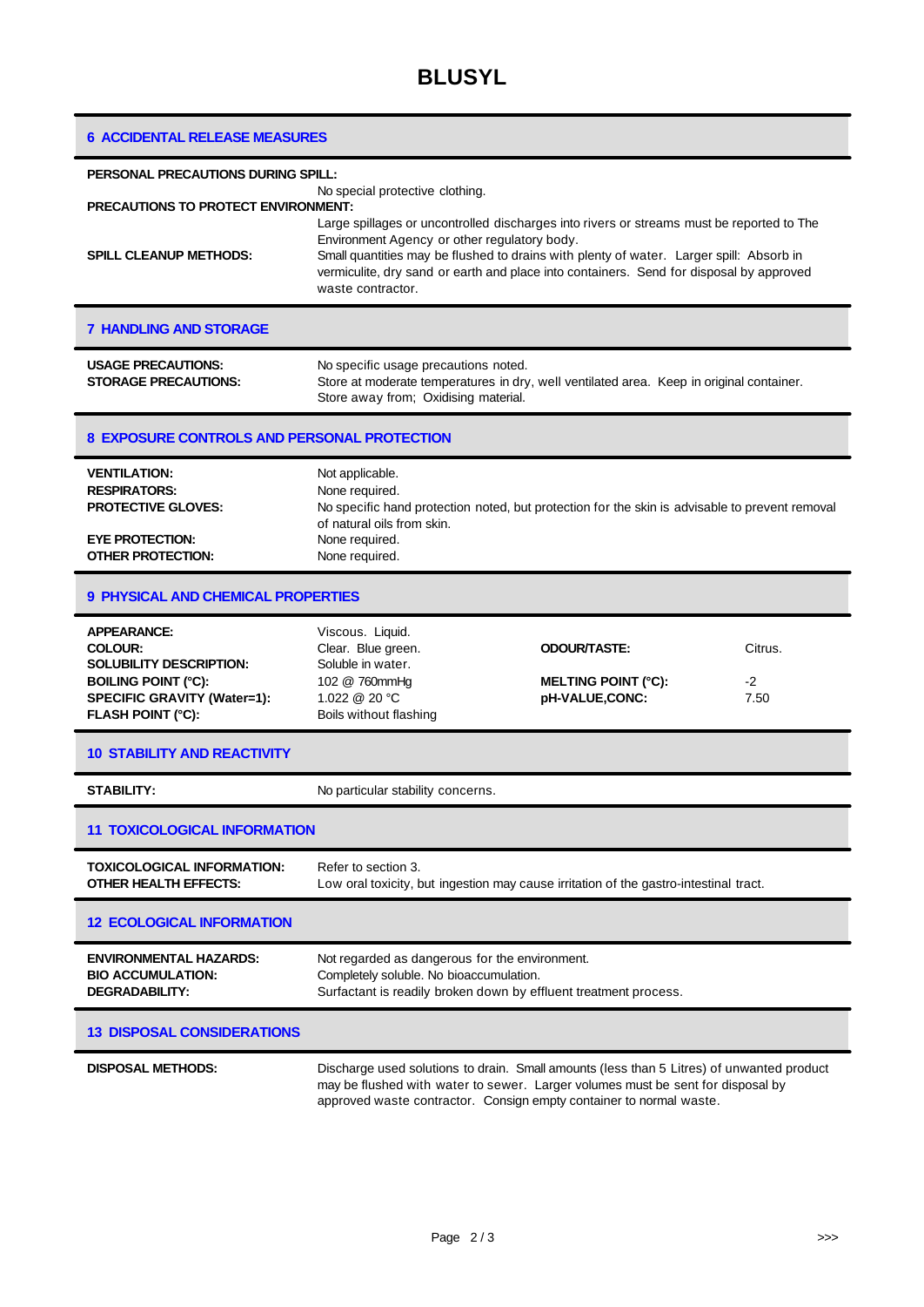# BLUSYL

## 6 ACCIDENTAL RELEASE MEASURES

**PERSONAL PRECAUTIONS DURING SPILL:**
No special protective clothing.

**PRECAUTIONS TO PROTECT ENVIRONMENT:**
Large spillages or uncontrolled discharges into rivers or streams must be reported to The Environment Agency or other regulatory body.

**SPILL CLEANUP METHODS:** Small quantities may be flushed to drains with plenty of water. Larger spill: Absorb in vermiculite, dry sand or earth and place into containers. Send for disposal by approved waste contractor.

## 7 HANDLING AND STORAGE

**USAGE PRECAUTIONS:** No specific usage precautions noted.

**STORAGE PRECAUTIONS:** Store at moderate temperatures in dry, well ventilated area. Keep in original container. Store away from; Oxidising material.

## 8 EXPOSURE CONTROLS AND PERSONAL PROTECTION

**VENTILATION:** Not applicable.

**RESPIRATORS:** None required.

**PROTECTIVE GLOVES:** No specific hand protection noted, but protection for the skin is advisable to prevent removal of natural oils from skin.

**EYE PROTECTION:** None required.

**OTHER PROTECTION:** None required.

## 9 PHYSICAL AND CHEMICAL PROPERTIES

| | | | |
|---|---|---|---|
| **APPEARANCE:** | Viscous. Liquid. | | |
| **COLOUR:** | Clear. Blue green. | **ODOUR/TASTE:** | Citrus. |
| **SOLUBILITY DESCRIPTION:** | Soluble in water. | | |
| **BOILING POINT (°C):** | 102 @ 760mmHg | **MELTING POINT (°C):** | -2 |
| **SPECIFIC GRAVITY (Water=1):** | 1.022 @ 20 °C | **pH-VALUE,CONC:** | 7.50 |
| **FLASH POINT (°C):** | Boils without flashing | | |

## 10 STABILITY AND REACTIVITY

**STABILITY:** No particular stability concerns.

## 11 TOXICOLOGICAL INFORMATION

**TOXICOLOGICAL INFORMATION:** Refer to section 3.

**OTHER HEALTH EFFECTS:** Low oral toxicity, but ingestion may cause irritation of the gastro-intestinal tract.

## 12 ECOLOGICAL INFORMATION

**ENVIRONMENTAL HAZARDS:** Not regarded as dangerous for the environment.

**BIO ACCUMULATION:** Completely soluble. No bioaccumulation.

**DEGRADABILITY:** Surfactant is readily broken down by effluent treatment process.

## 13 DISPOSAL CONSIDERATIONS

**DISPOSAL METHODS:** Discharge used solutions to drain. Small amounts (less than 5 Litres) of unwanted product may be flushed with water to sewer. Larger volumes must be sent for disposal by approved waste contractor. Consign empty container to normal waste.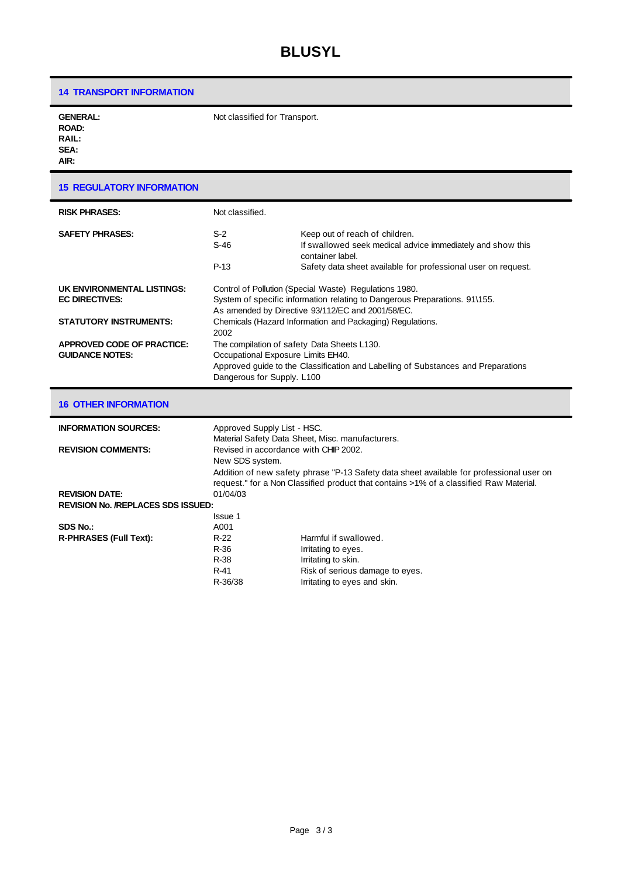# BLUSYL

## 14 TRANSPORT INFORMATION

**GENERAL:**
**ROAD:**
**RAIL:**
**SEA:**
**AIR:**

Not classified for Transport.

## 15 REGULATORY INFORMATION

**RISK PHRASES:** Not classified.

**SAFETY PHRASES:**

| | |
|---|---|
| S-2 | Keep out of reach of children. |
| S-46 | If swallowed seek medical advice immediately and show this container label. |
| P-13 | Safety data sheet available for professional user on request. |

**UK ENVIRONMENTAL LISTINGS:** Control of Pollution (Special Waste) Regulations 1980.

**EC DIRECTIVES:** System of specific information relating to Dangerous Preparations. 91\155. As amended by Directive 93/112/EC and 2001/58/EC.

**STATUTORY INSTRUMENTS:** Chemicals (Hazard Information and Packaging) Regulations. 2002

**APPROVED CODE OF PRACTICE:** The compilation of safety Data Sheets L130.

**GUIDANCE NOTES:** Occupational Exposure Limits EH40.
Approved guide to the Classification and Labelling of Substances and Preparations Dangerous for Supply. L100

## 16 OTHER INFORMATION

**INFORMATION SOURCES:** Approved Supply List - HSC.
Material Safety Data Sheet, Misc. manufacturers.

**REVISION COMMENTS:** Revised in accordance with CHIP 2002.
New SDS system.
Addition of new safety phrase "P-13 Safety data sheet available for professional user on request." for a Non Classified product that contains >1% of a classified Raw Material.

**REVISION DATE:** 01/04/03

**REVISION No. /REPLACES SDS ISSUED:** Issue 1

**SDS No.:** A001

**R-PHRASES (Full Text):**

| | |
|---|---|
| R-22 | Harmful if swallowed. |
| R-36 | Irritating to eyes. |
| R-38 | Irritating to skin. |
| R-41 | Risk of serious damage to eyes. |
| R-36/38 | Irritating to eyes and skin. |